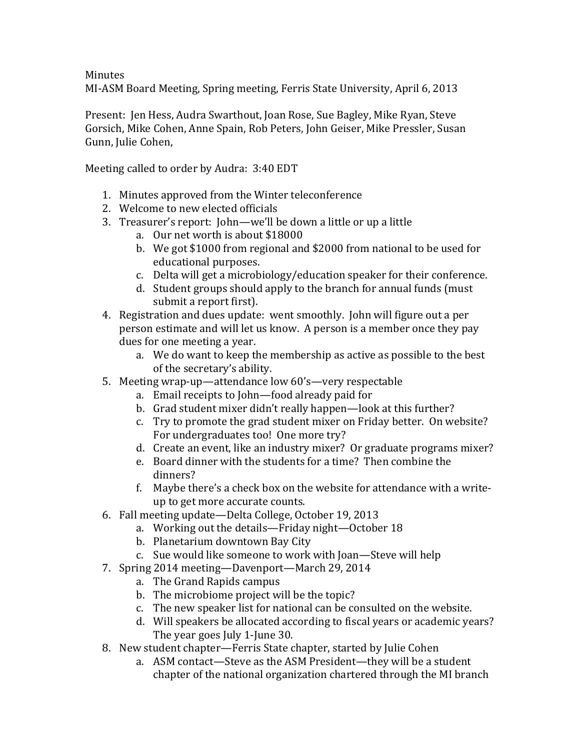Minutes

MI-ASM Board Meeting, Spring meeting, Ferris State University, April 6, 2013

Present: Jen Hess, Audra Swarthout, Joan Rose, Sue Bagley, Mike Ryan, Steve Gorsich, Mike Cohen, Anne Spain, Rob Peters, John Geiser, Mike Pressler, Susan Gunn, Julie Cohen,

Meeting called to order by Audra: 3:40 EDT

1. Minutes approved from the Winter teleconference
2. Welcome to new elected officials
3. Treasurer's report: John—we'll be down a little or up a little
   a. Our net worth is about $18000
   b. We got $1000 from regional and $2000 from national to be used for educational purposes.
   c. Delta will get a microbiology/education speaker for their conference.
   d. Student groups should apply to the branch for annual funds (must submit a report first).
4. Registration and dues update: went smoothly. John will figure out a per person estimate and will let us know. A person is a member once they pay dues for one meeting a year.
   a. We do want to keep the membership as active as possible to the best of the secretary's ability.
5. Meeting wrap-up—attendance low 60's—very respectable
   a. Email receipts to John—food already paid for
   b. Grad student mixer didn't really happen—look at this further?
   c. Try to promote the grad student mixer on Friday better. On website? For undergraduates too! One more try?
   d. Create an event, like an industry mixer? Or graduate programs mixer?
   e. Board dinner with the students for a time? Then combine the dinners?
   f. Maybe there's a check box on the website for attendance with a write-up to get more accurate counts.
6. Fall meeting update—Delta College, October 19, 2013
   a. Working out the details—Friday night—October 18
   b. Planetarium downtown Bay City
   c. Sue would like someone to work with Joan—Steve will help
7. Spring 2014 meeting—Davenport—March 29, 2014
   a. The Grand Rapids campus
   b. The microbiome project will be the topic?
   c. The new speaker list for national can be consulted on the website.
   d. Will speakers be allocated according to fiscal years or academic years? The year goes July 1-June 30.
8. New student chapter—Ferris State chapter, started by Julie Cohen
   a. ASM contact—Steve as the ASM President—they will be a student chapter of the national organization chartered through the MI branch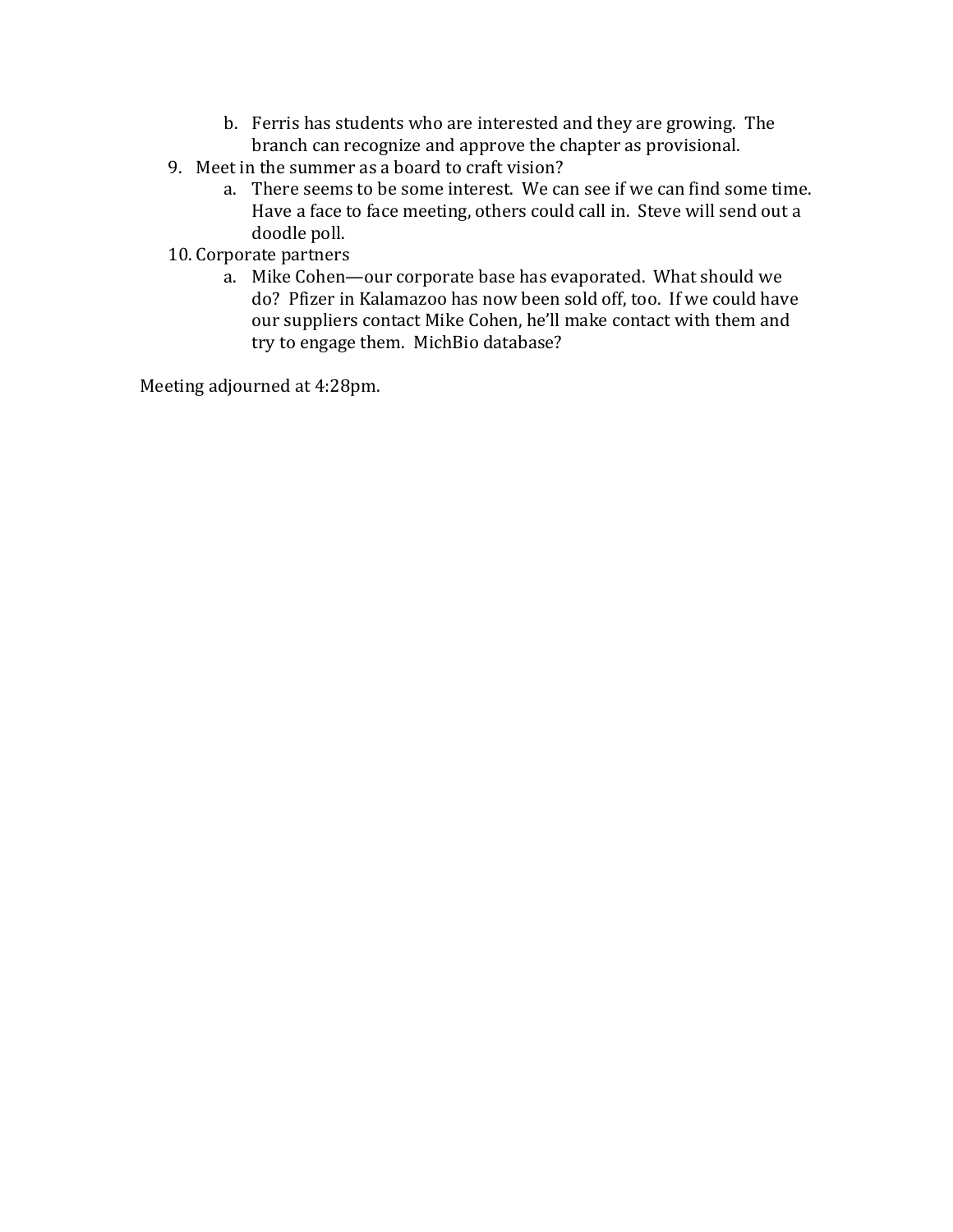b. Ferris has students who are interested and they are growing. The branch can recognize and approve the chapter as provisional.

9. Meet in the summer as a board to craft vision?
   a. There seems to be some interest. We can see if we can find some time. Have a face to face meeting, others could call in. Steve will send out a doodle poll.
10. Corporate partners
    a. Mike Cohen—our corporate base has evaporated. What should we do? Pfizer in Kalamazoo has now been sold off, too. If we could have our suppliers contact Mike Cohen, he'll make contact with them and try to engage them. MichBio database?

Meeting adjourned at 4:28pm.